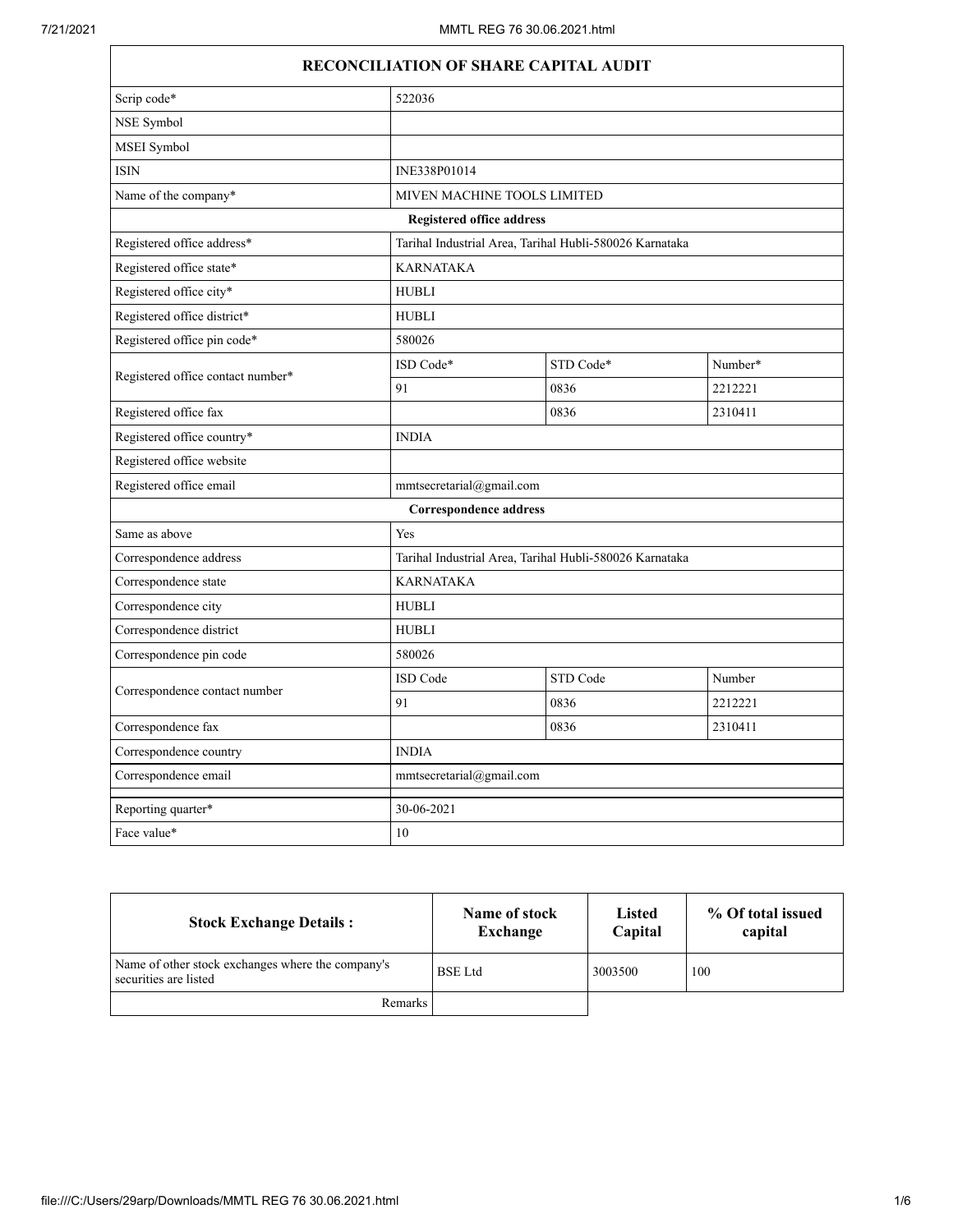| RECONCILIATION OF SHARE CAPITAL AUDIT | | | |
|---|---|---|---|
| Scrip code* | 522036 | | |
| NSE Symbol | | | |
| MSEI Symbol | | | |
| ISIN | INE338P01014 | | |
| Name of the company* | MIVEN MACHINE TOOLS LIMITED | | |
| **Registered office address** | | | |
| Registered office address* | Tarihal Industrial Area, Tarihal Hubli-580026 Karnataka | | |
| Registered office state* | KARNATAKA | | |
| Registered office city* | HUBLI | | |
| Registered office district* | HUBLI | | |
| Registered office pin code* | 580026 | | |
| Registered office contact number* | ISD Code* | STD Code* | Number* |
| | 91 | 0836 | 2212221 |
| Registered office fax | | 0836 | 2310411 |
| Registered office country* | INDIA | | |
| Registered office website | | | |
| Registered office email | mmtsecretarial@gmail.com | | |
| **Correspondence address** | | | |
| Same as above | Yes | | |
| Correspondence address | Tarihal Industrial Area, Tarihal Hubli-580026 Karnataka | | |
| Correspondence state | KARNATAKA | | |
| Correspondence city | HUBLI | | |
| Correspondence district | HUBLI | | |
| Correspondence pin code | 580026 | | |
| Correspondence contact number | ISD Code | STD Code | Number |
| | 91 | 0836 | 2212221 |
| Correspondence fax | | 0836 | 2310411 |
| Correspondence country | INDIA | | |
| Correspondence email | mmtsecretarial@gmail.com | | |
| Reporting quarter* | 30-06-2021 | | |
| Face value* | 10 | | |

| Stock Exchange Details : | Name of stock Exchange | Listed Capital | % Of total issued capital |
|---|---|---|---|
| Name of other stock exchanges where the company's securities are listed | BSE Ltd | 3003500 | 100 |
| Remarks | | | |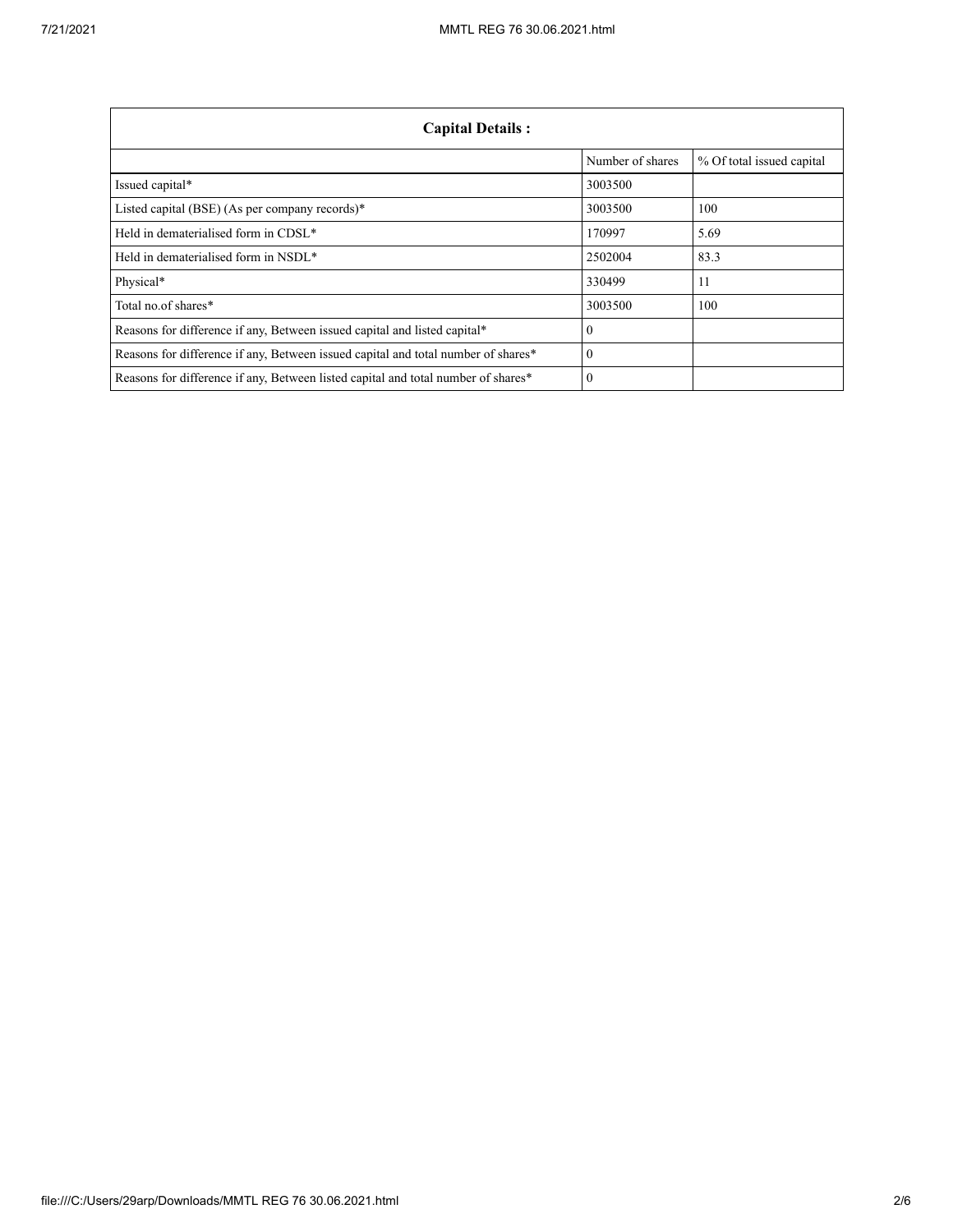| Capital Details : | | |
|---|---|---|
| | Number of shares | % Of total issued capital |
| Issued capital* | 3003500 | |
| Listed capital (BSE) (As per company records)* | 3003500 | 100 |
| Held in dematerialised form in CDSL* | 170997 | 5.69 |
| Held in dematerialised form in NSDL* | 2502004 | 83.3 |
| Physical* | 330499 | 11 |
| Total no.of shares* | 3003500 | 100 |
| Reasons for difference if any, Between issued capital and listed capital* | 0 | |
| Reasons for difference if any, Between issued capital and total number of shares* | 0 | |
| Reasons for difference if any, Between listed capital and total number of shares* | 0 | |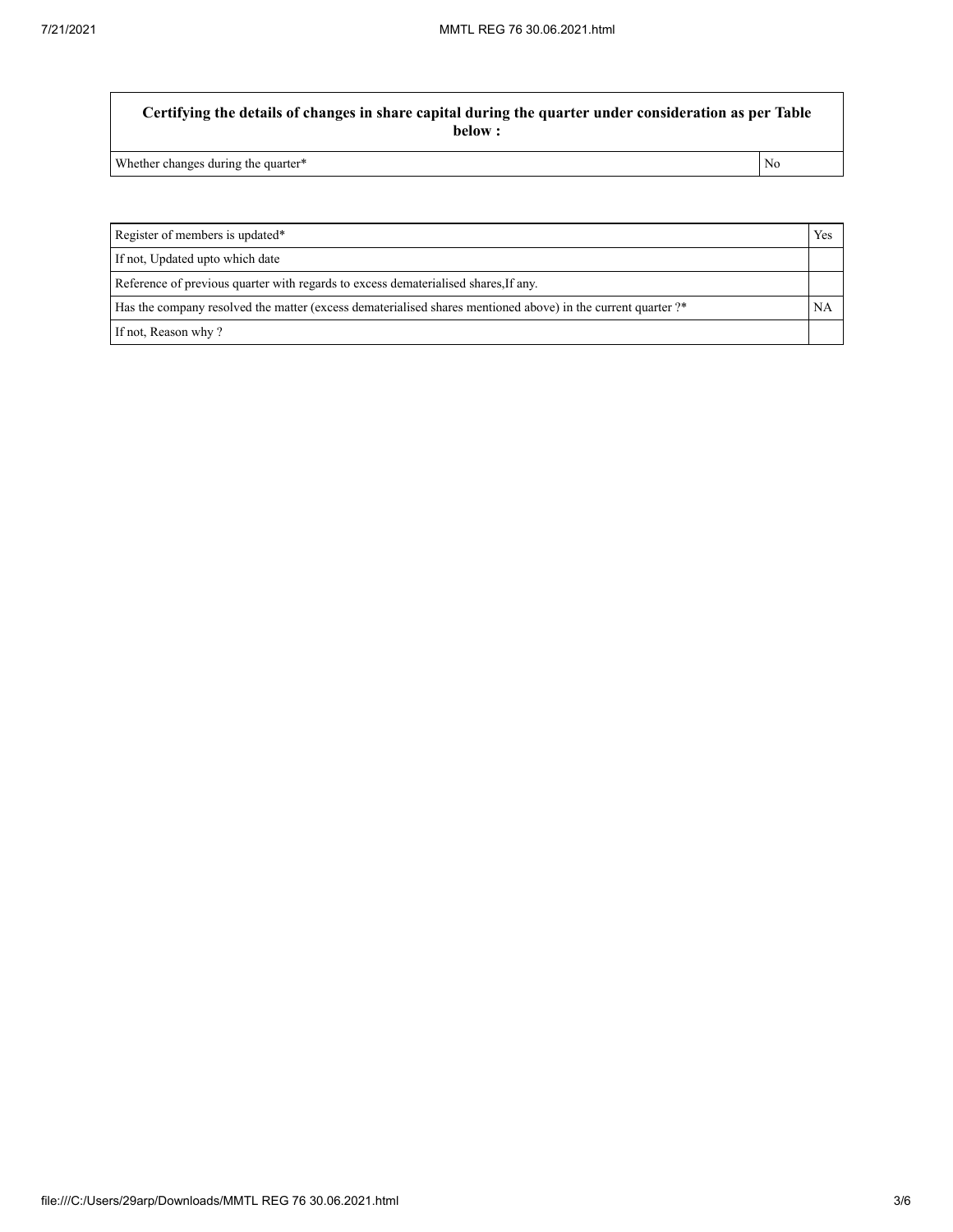| Certifying the details of changes in share capital during the quarter under consideration as per Table below : | |
|---|---|
| Whether changes during the quarter* | No |

| Register of members is updated* | Yes |
|---|---|
| If not, Updated upto which date | |
| Reference of previous quarter with regards to excess dematerialised shares,If any. | |
| Has the company resolved the matter (excess dematerialised shares mentioned above) in the current quarter ?* | NA |
| If not, Reason why ? | |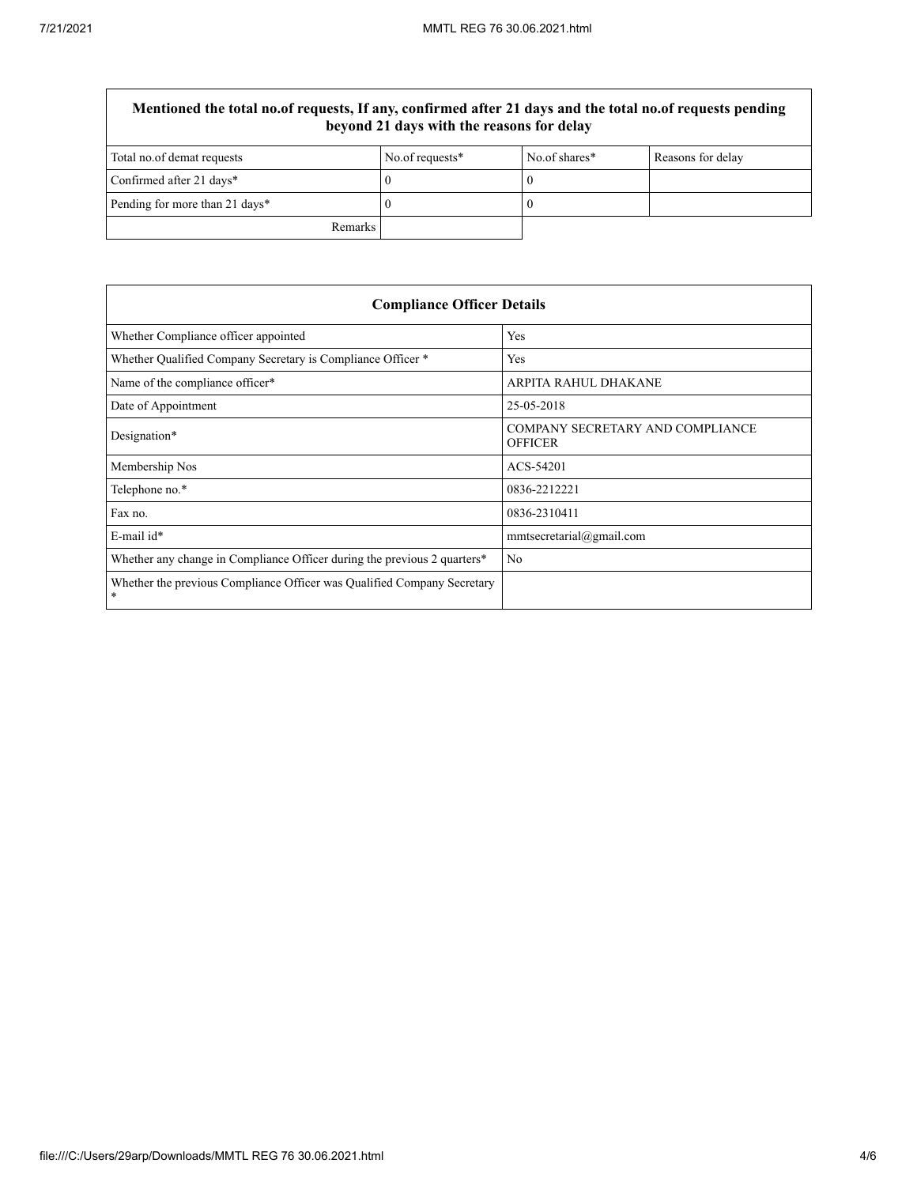| Mentioned the total no.of requests, If any, confirmed after 21 days and the total no.of requests pending beyond 21 days with the reasons for delay | | | |
|---|---|---|---|
| Total no.of demat requests | No.of requests* | No.of shares* | Reasons for delay |
| Confirmed after 21 days* | 0 | 0 | |
| Pending for more than 21 days* | 0 | 0 | |
| Remarks | | | |

| Compliance Officer Details | |
|---|---|
| Whether Compliance officer appointed | Yes |
| Whether Qualified Company Secretary is Compliance Officer * | Yes |
| Name of the compliance officer* | ARPITA RAHUL DHAKANE |
| Date of Appointment | 25-05-2018 |
| Designation* | COMPANY SECRETARY AND COMPLIANCE OFFICER |
| Membership Nos | ACS-54201 |
| Telephone no.* | 0836-2212221 |
| Fax no. | 0836-2310411 |
| E-mail id* | mmtsecretarial@gmail.com |
| Whether any change in Compliance Officer during the previous 2 quarters* | No |
| Whether the previous Compliance Officer was Qualified Company Secretary * | |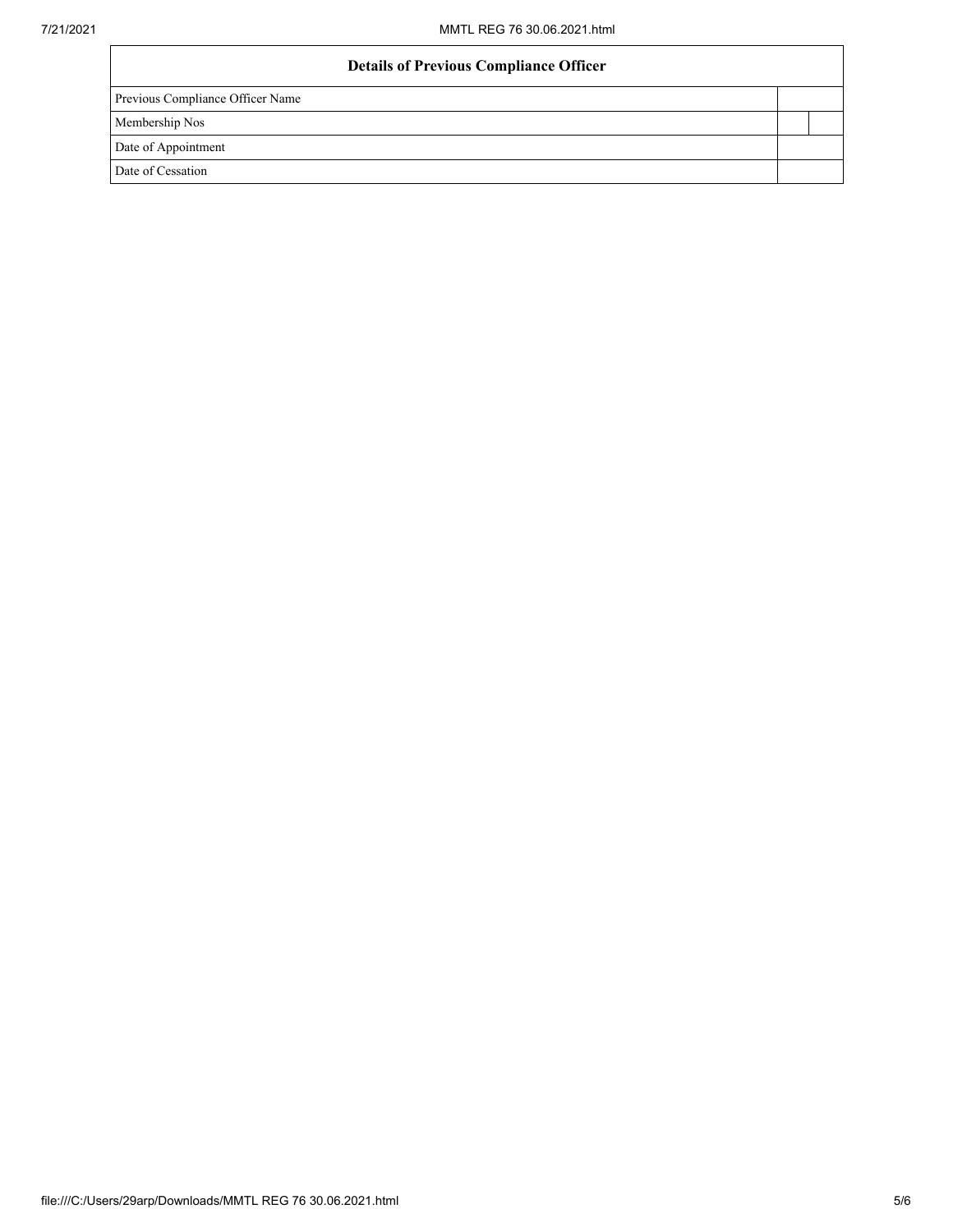| Details of Previous Compliance Officer | | |
|---|---|---|
| Previous Compliance Officer Name | | |
| Membership Nos | | |
| Date of Appointment | | |
| Date of Cessation | | |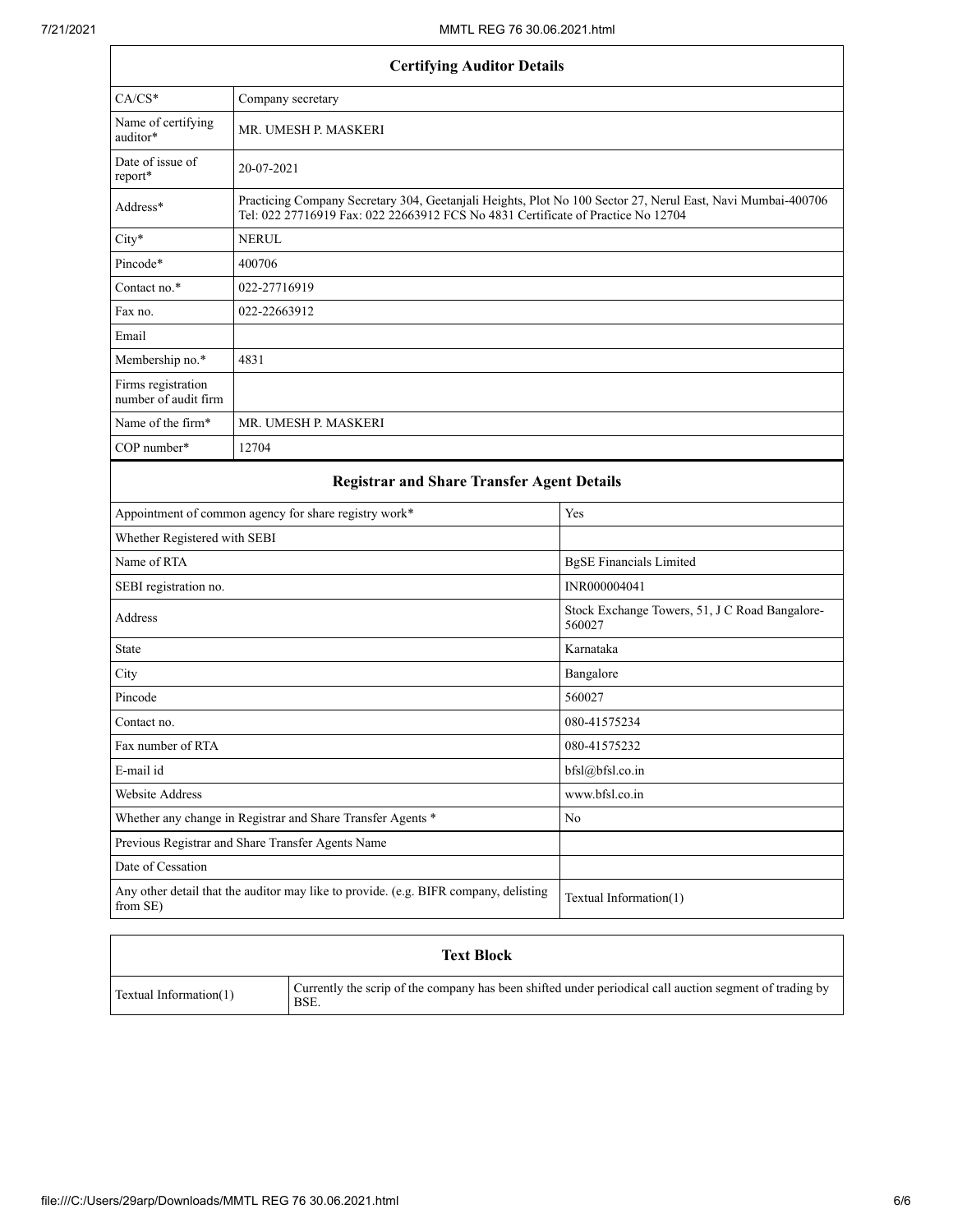## Certifying Auditor Details

| | |
|---|---|
| CA/CS* | Company secretary |
| Name of certifying auditor* | MR. UMESH P. MASKERI |
| Date of issue of report* | 20-07-2021 |
| Address* | Practicing Company Secretary 304, Geetanjali Heights, Plot No 100 Sector 27, Nerul East, Navi Mumbai-400706 Tel: 022 27716919 Fax: 022 22663912 FCS No 4831 Certificate of Practice No 12704 |
| City* | NERUL |
| Pincode* | 400706 |
| Contact no.* | 022-27716919 |
| Fax no. | 022-22663912 |
| Email | |
| Membership no.* | 4831 |
| Firms registration number of audit firm | |
| Name of the firm* | MR. UMESH P. MASKERI |
| COP number* | 12704 |

## Registrar and Share Transfer Agent Details

| | |
|---|---|
| Appointment of common agency for share registry work* | Yes |
| Whether Registered with SEBI | |
| Name of RTA | BgSE Financials Limited |
| SEBI registration no. | INR000004041 |
| Address | Stock Exchange Towers, 51, J C Road Bangalore-560027 |
| State | Karnataka |
| City | Bangalore |
| Pincode | 560027 |
| Contact no. | 080-41575234 |
| Fax number of RTA | 080-41575232 |
| E-mail id | bfsl@bfsl.co.in |
| Website Address | www.bfsl.co.in |
| Whether any change in Registrar and Share Transfer Agents * | No |
| Previous Registrar and Share Transfer Agents Name | |
| Date of Cessation | |
| Any other detail that the auditor may like to provide. (e.g. BIFR company, delisting from SE) | Textual Information(1) |

## Text Block

| | |
|---|---|
| Textual Information(1) | Currently the scrip of the company has been shifted under periodical call auction segment of trading by BSE. |